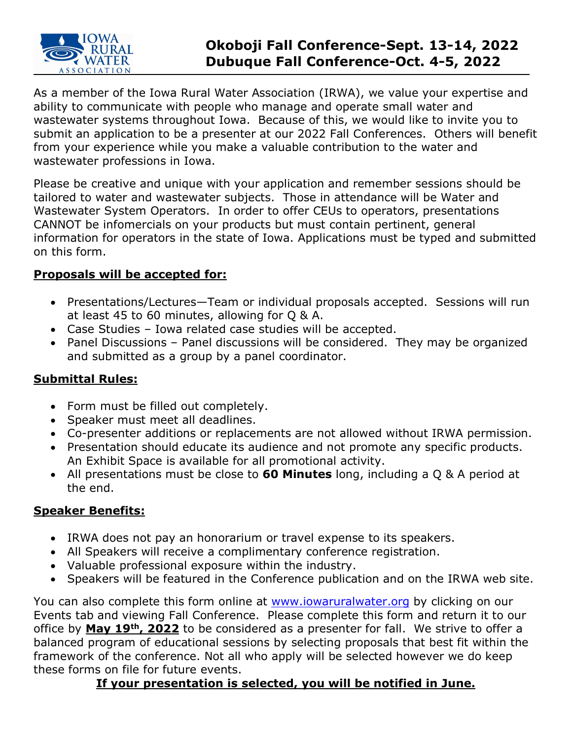# Okoboji Fall Conference-Sept. 13-14, 2022
# Dubuque Fall Conference-Oct. 4-5, 2022

As a member of the Iowa Rural Water Association (IRWA), we value your expertise and ability to communicate with people who manage and operate small water and wastewater systems throughout Iowa. Because of this, we would like to invite you to submit an application to be a presenter at our 2022 Fall Conferences. Others will benefit from your experience while you make a valuable contribution to the water and wastewater professions in Iowa.

Please be creative and unique with your application and remember sessions should be tailored to water and wastewater subjects. Those in attendance will be Water and Wastewater System Operators. In order to offer CEUs to operators, presentations CANNOT be infomercials on your products but must contain pertinent, general information for operators in the state of Iowa. Applications must be typed and submitted on this form.

**Proposals will be accepted for:**

- Presentations/Lectures—Team or individual proposals accepted. Sessions will run at least 45 to 60 minutes, allowing for Q & A.
- Case Studies – Iowa related case studies will be accepted.
- Panel Discussions – Panel discussions will be considered. They may be organized and submitted as a group by a panel coordinator.

**Submittal Rules:**

- Form must be filled out completely.
- Speaker must meet all deadlines.
- Co-presenter additions or replacements are not allowed without IRWA permission.
- Presentation should educate its audience and not promote any specific products. An Exhibit Space is available for all promotional activity.
- All presentations must be close to **60 Minutes** long, including a Q & A period at the end.

**Speaker Benefits:**

- IRWA does not pay an honorarium or travel expense to its speakers.
- All Speakers will receive a complimentary conference registration.
- Valuable professional exposure within the industry.
- Speakers will be featured in the Conference publication and on the IRWA web site.

You can also complete this form online at www.iowaruralwater.org by clicking on our Events tab and viewing Fall Conference. Please complete this form and return it to our office by **May 19th, 2022** to be considered as a presenter for fall. We strive to offer a balanced program of educational sessions by selecting proposals that best fit within the framework of the conference. Not all who apply will be selected however we do keep these forms on file for future events.

**If your presentation is selected, you will be notified in June.**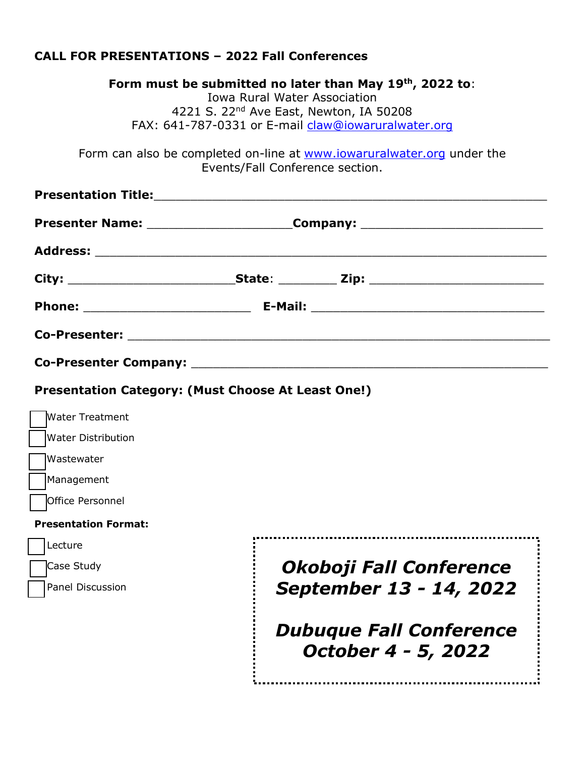## CALL FOR PRESENTATIONS – 2022 Fall Conferences

**Form must be submitted no later than May 19th, 2022 to**:
Iowa Rural Water Association
4221 S. 22nd Ave East, Newton, IA 50208
FAX: 641-787-0331 or E-mail claw@iowaruralwater.org

Form can also be completed on-line at www.iowaruralwater.org under the Events/Fall Conference section.

**Presentation Title:**___________________________________________________

**Presenter Name:** ___________________**Company:** ________________________

**Address:** ____________________________________________________________

**City:** ______________________**State**: ________ **Zip:** _______________________

**Phone:** ______________________ **E-Mail:** _______________________________

**Co-Presenter:** _______________________________________________________

**Co-Presenter Company:** _______________________________________________

**Presentation Category: (Must Choose At Least One!)**

☐ Water Treatment
☐ Water Distribution
☐ Wastewater
☐ Management
☐ Office Personnel

**Presentation Format:**

☐ Lecture
☐ Case Study
☐ Panel Discussion

***Okoboji Fall Conference September 13 - 14, 2022***

***Dubuque Fall Conference October 4 - 5, 2022***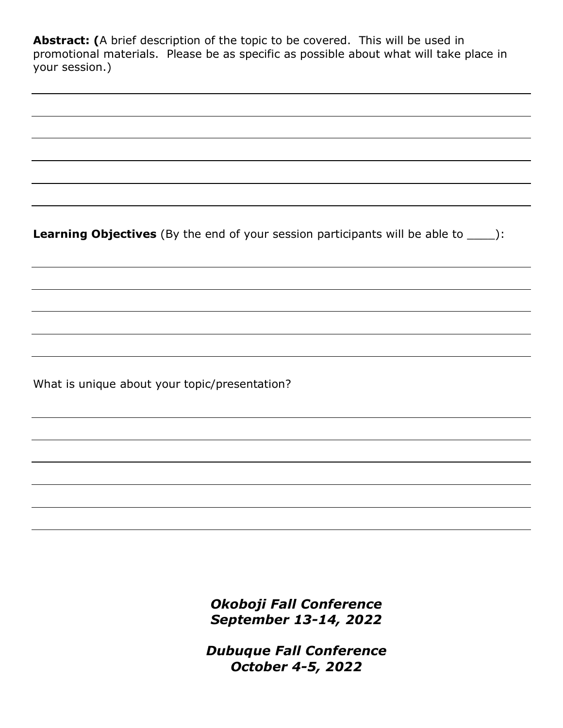**Abstract: (**A brief description of the topic to be covered. This will be used in promotional materials. Please be as specific as possible about what will take place in your session.)

**Learning Objectives** (By the end of your session participants will be able to ____):

What is unique about your topic/presentation?

***Okoboji Fall Conference***
***September 13-14, 2022***

***Dubuque Fall Conference***
***October 4-5, 2022***